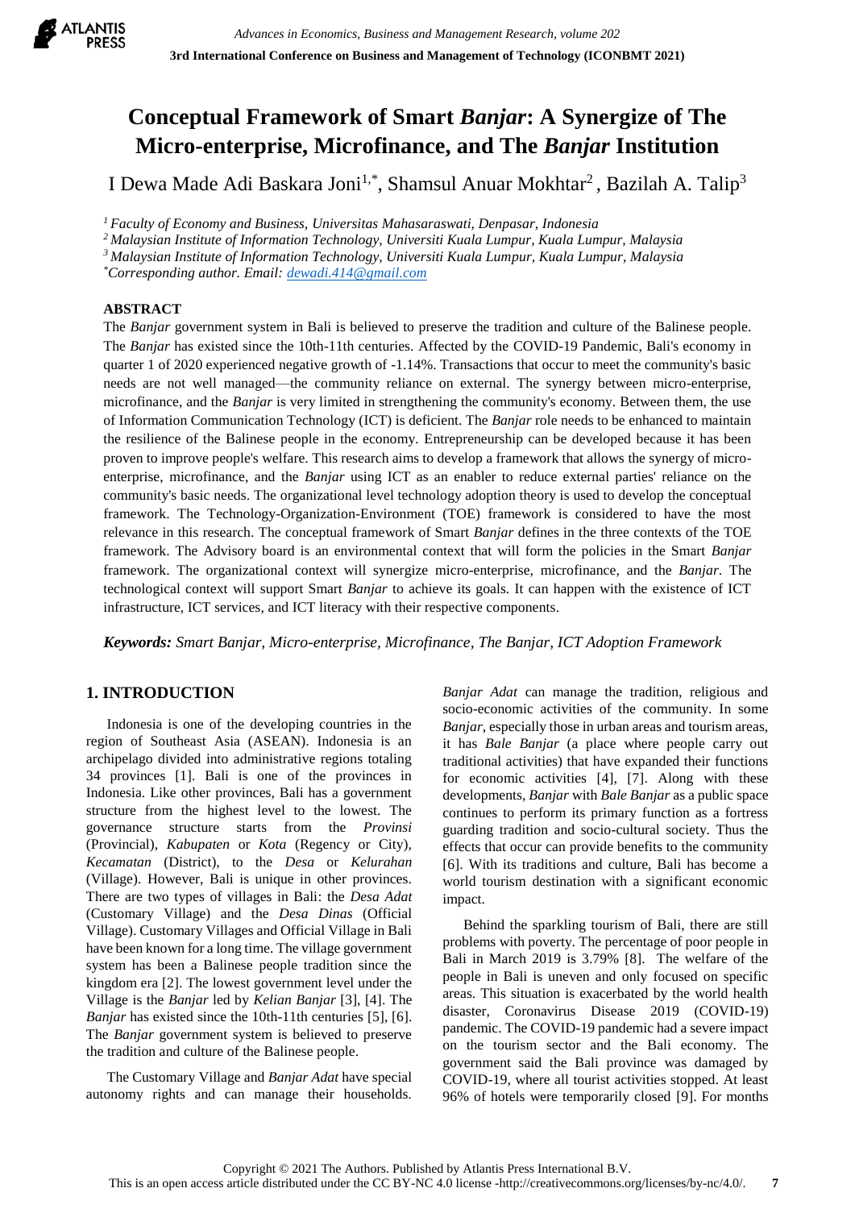# Conceptual Framework of Smart *Banjar*: A Synergize of The Micro-enterprise, Microfinance, and The *Banjar* Institution

I Dewa Made Adi Baskara Joni[1,*], Shamsul Anuar Mokhtar[2], Bazilah A. Talip[3]

[1] *Faculty of Economy and Business, Universitas Mahasaraswati, Denpasar, Indonesia*
[2] *Malaysian Institute of Information Technology, Universiti Kuala Lumpur, Kuala Lumpur, Malaysia*
[3] *Malaysian Institute of Information Technology, Universiti Kuala Lumpur, Kuala Lumpur, Malaysia*
[*] *Corresponding author. Email: dewadi.414@gmail.com*

## ABSTRACT

The *Banjar* government system in Bali is believed to preserve the tradition and culture of the Balinese people. The *Banjar* has existed since the 10th-11th centuries. Affected by the COVID-19 Pandemic, Bali's economy in quarter 1 of 2020 experienced negative growth of -1.14%. Transactions that occur to meet the community's basic needs are not well managed—the community reliance on external. The synergy between micro-enterprise, microfinance, and the *Banjar* is very limited in strengthening the community's economy. Between them, the use of Information Communication Technology (ICT) is deficient. The *Banjar* role needs to be enhanced to maintain the resilience of the Balinese people in the economy. Entrepreneurship can be developed because it has been proven to improve people's welfare. This research aims to develop a framework that allows the synergy of micro-enterprise, microfinance, and the *Banjar* using ICT as an enabler to reduce external parties' reliance on the community's basic needs. The organizational level technology adoption theory is used to develop the conceptual framework. The Technology-Organization-Environment (TOE) framework is considered to have the most relevance in this research. The conceptual framework of Smart *Banjar* defines in the three contexts of the TOE framework. The Advisory board is an environmental context that will form the policies in the Smart *Banjar* framework. The organizational context will synergize micro-enterprise, microfinance, and the *Banjar*. The technological context will support Smart *Banjar* to achieve its goals. It can happen with the existence of ICT infrastructure, ICT services, and ICT literacy with their respective components.

***Keywords:*** *Smart Banjar, Micro-enterprise, Microfinance, The Banjar, ICT Adoption Framework*

## 1. INTRODUCTION

Indonesia is one of the developing countries in the region of Southeast Asia (ASEAN). Indonesia is an archipelago divided into administrative regions totaling 34 provinces [1]. Bali is one of the provinces in Indonesia. Like other provinces, Bali has a government structure from the highest level to the lowest. The governance structure starts from the *Provinsi* (Provincial), *Kabupaten* or *Kota* (Regency or City), *Kecamatan* (District), to the *Desa* or *Kelurahan* (Village). However, Bali is unique in other provinces. There are two types of villages in Bali: the *Desa Adat* (Customary Village) and the *Desa Dinas* (Official Village). Customary Villages and Official Village in Bali have been known for a long time. The village government system has been a Balinese people tradition since the kingdom era [2]. The lowest government level under the Village is the *Banjar* led by *Kelian Banjar* [3], [4]. The *Banjar* has existed since the 10th-11th centuries [5], [6]. The *Banjar* government system is believed to preserve the tradition and culture of the Balinese people.

The Customary Village and *Banjar Adat* have special autonomy rights and can manage their households. *Banjar Adat* can manage the tradition, religious and socio-economic activities of the community. In some *Banjar*, especially those in urban areas and tourism areas, it has *Bale Banjar* (a place where people carry out traditional activities) that have expanded their functions for economic activities [4], [7]. Along with these developments, *Banjar* with *Bale Banjar* as a public space continues to perform its primary function as a fortress guarding tradition and socio-cultural society. Thus the effects that occur can provide benefits to the community [6]. With its traditions and culture, Bali has become a world tourism destination with a significant economic impact.

Behind the sparkling tourism of Bali, there are still problems with poverty. The percentage of poor people in Bali in March 2019 is 3.79% [8]. The welfare of the people in Bali is uneven and only focused on specific areas. This situation is exacerbated by the world health disaster, Coronavirus Disease 2019 (COVID-19) pandemic. The COVID-19 pandemic had a severe impact on the tourism sector and the Bali economy. The government said the Bali province was damaged by COVID-19, where all tourist activities stopped. At least 96% of hotels were temporarily closed [9]. For months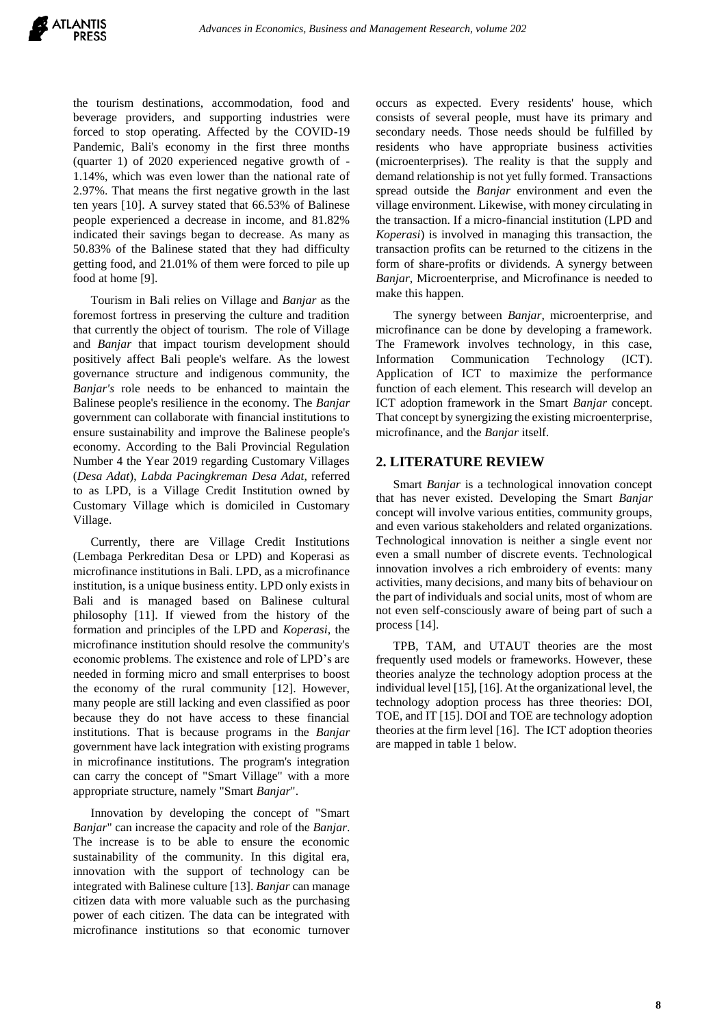the tourism destinations, accommodation, food and beverage providers, and supporting industries were forced to stop operating. Affected by the COVID-19 Pandemic, Bali's economy in the first three months (quarter 1) of 2020 experienced negative growth of -1.14%, which was even lower than the national rate of 2.97%. That means the first negative growth in the last ten years [10]. A survey stated that 66.53% of Balinese people experienced a decrease in income, and 81.82% indicated their savings began to decrease. As many as 50.83% of the Balinese stated that they had difficulty getting food, and 21.01% of them were forced to pile up food at home [9].

Tourism in Bali relies on Village and *Banjar* as the foremost fortress in preserving the culture and tradition that currently the object of tourism. The role of Village and *Banjar* that impact tourism development should positively affect Bali people's welfare. As the lowest governance structure and indigenous community, the *Banjar's* role needs to be enhanced to maintain the Balinese people's resilience in the economy. The *Banjar* government can collaborate with financial institutions to ensure sustainability and improve the Balinese people's economy. According to the Bali Provincial Regulation Number 4 the Year 2019 regarding Customary Villages (*Desa Adat*), *Labda Pacingkreman Desa Adat*, referred to as LPD, is a Village Credit Institution owned by Customary Village which is domiciled in Customary Village.

Currently, there are Village Credit Institutions (Lembaga Perkreditan Desa or LPD) and Koperasi as microfinance institutions in Bali. LPD, as a microfinance institution, is a unique business entity. LPD only exists in Bali and is managed based on Balinese cultural philosophy [11]. If viewed from the history of the formation and principles of the LPD and *Koperasi*, the microfinance institution should resolve the community's economic problems. The existence and role of LPD's are needed in forming micro and small enterprises to boost the economy of the rural community [12]. However, many people are still lacking and even classified as poor because they do not have access to these financial institutions. That is because programs in the *Banjar* government have lack integration with existing programs in microfinance institutions. The program's integration can carry the concept of "Smart Village" with a more appropriate structure, namely "Smart *Banjar*".

Innovation by developing the concept of "Smart *Banjar*" can increase the capacity and role of the *Banjar*. The increase is to be able to ensure the economic sustainability of the community. In this digital era, innovation with the support of technology can be integrated with Balinese culture [13]. *Banjar* can manage citizen data with more valuable such as the purchasing power of each citizen. The data can be integrated with microfinance institutions so that economic turnover occurs as expected. Every residents' house, which consists of several people, must have its primary and secondary needs. Those needs should be fulfilled by residents who have appropriate business activities (microenterprises). The reality is that the supply and demand relationship is not yet fully formed. Transactions spread outside the *Banjar* environment and even the village environment. Likewise, with money circulating in the transaction. If a micro-financial institution (LPD and *Koperasi*) is involved in managing this transaction, the transaction profits can be returned to the citizens in the form of share-profits or dividends. A synergy between *Banjar*, Microenterprise, and Microfinance is needed to make this happen.

The synergy between *Banjar*, microenterprise, and microfinance can be done by developing a framework. The Framework involves technology, in this case, Information Communication Technology (ICT). Application of ICT to maximize the performance function of each element. This research will develop an ICT adoption framework in the Smart *Banjar* concept. That concept by synergizing the existing microenterprise, microfinance, and the *Banjar* itself.

## 2. LITERATURE REVIEW

Smart *Banjar* is a technological innovation concept that has never existed. Developing the Smart *Banjar* concept will involve various entities, community groups, and even various stakeholders and related organizations. Technological innovation is neither a single event nor even a small number of discrete events. Technological innovation involves a rich embroidery of events: many activities, many decisions, and many bits of behaviour on the part of individuals and social units, most of whom are not even self-consciously aware of being part of such a process [14].

TPB, TAM, and UTAUT theories are the most frequently used models or frameworks. However, these theories analyze the technology adoption process at the individual level [15], [16]. At the organizational level, the technology adoption process has three theories: DOI, TOE, and IT [15]. DOI and TOE are technology adoption theories at the firm level [16]. The ICT adoption theories are mapped in table 1 below.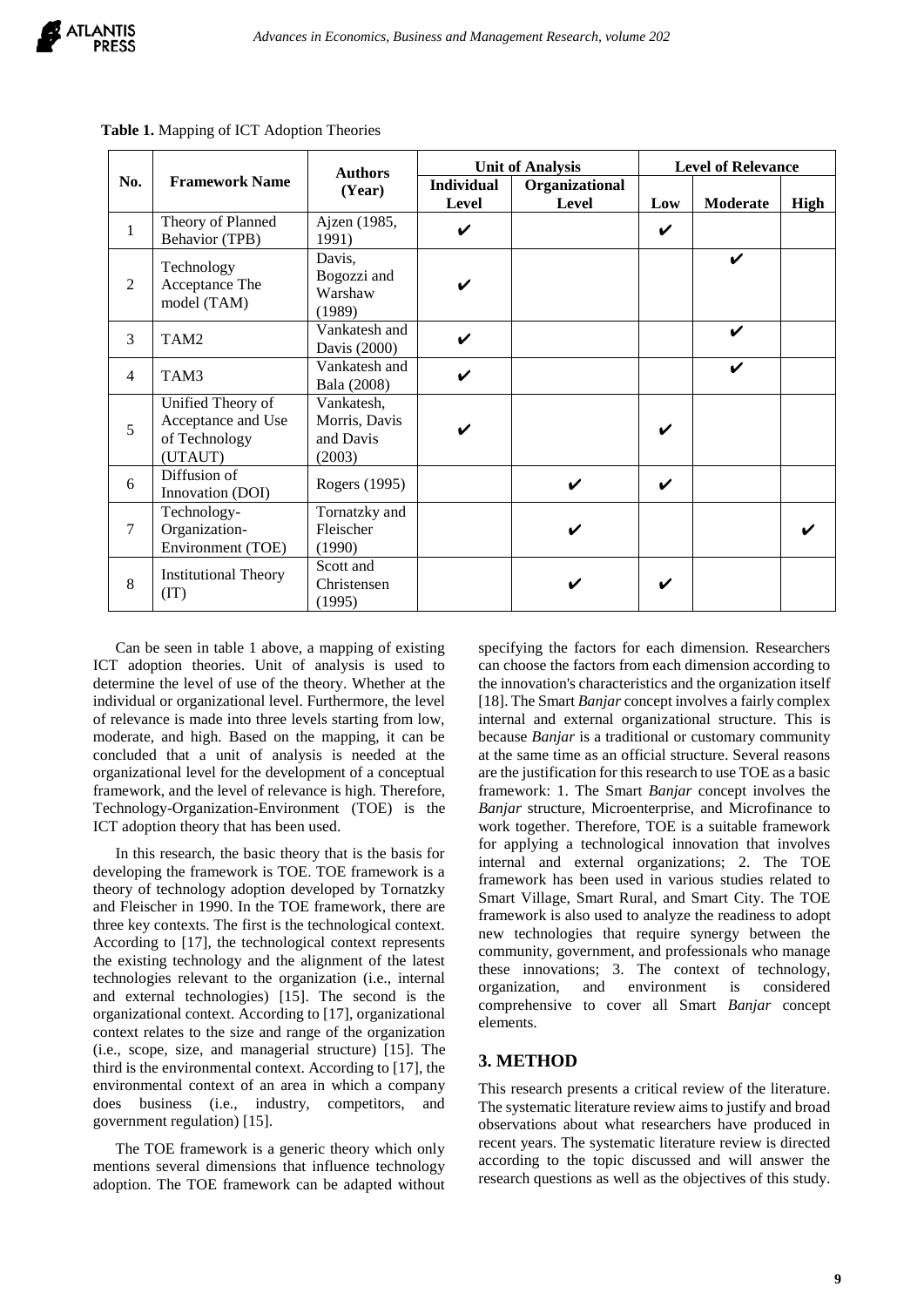**Table 1.** Mapping of ICT Adoption Theories

| No. | Framework Name | Authors (Year) | Unit of Analysis | | Level of Relevance | | |
|---|---|---|---|---|---|---|---|
| | | | Individual Level | Organizational Level | Low | Moderate | High |
| 1 | Theory of Planned Behavior (TPB) | Ajzen (1985, 1991) | ✔ | | ✔ | | |
| 2 | Technology Acceptance The model (TAM) | Davis, Bogozzi and Warshaw (1989) | ✔ | | | ✔ | |
| 3 | TAM2 | Vankatesh and Davis (2000) | ✔ | | | ✔ | |
| 4 | TAM3 | Vankatesh and Bala (2008) | ✔ | | | ✔ | |
| 5 | Unified Theory of Acceptance and Use of Technology (UTAUT) | Vankatesh, Morris, Davis and Davis (2003) | ✔ | | ✔ | | |
| 6 | Diffusion of Innovation (DOI) | Rogers (1995) | | ✔ | ✔ | | |
| 7 | Technology-Organization-Environment (TOE) | Tornatzky and Fleischer (1990) | | ✔ | | | ✔ |
| 8 | Institutional Theory (IT) | Scott and Christensen (1995) | | ✔ | ✔ | | |

Can be seen in table 1 above, a mapping of existing ICT adoption theories. Unit of analysis is used to determine the level of use of the theory. Whether at the individual or organizational level. Furthermore, the level of relevance is made into three levels starting from low, moderate, and high. Based on the mapping, it can be concluded that a unit of analysis is needed at the organizational level for the development of a conceptual framework, and the level of relevance is high. Therefore, Technology-Organization-Environment (TOE) is the ICT adoption theory that has been used.

In this research, the basic theory that is the basis for developing the framework is TOE. TOE framework is a theory of technology adoption developed by Tornatzky and Fleischer in 1990. In the TOE framework, there are three key contexts. The first is the technological context. According to [17], the technological context represents the existing technology and the alignment of the latest technologies relevant to the organization (i.e., internal and external technologies) [15]. The second is the organizational context. According to [17], organizational context relates to the size and range of the organization (i.e., scope, size, and managerial structure) [15]. The third is the environmental context. According to [17], the environmental context of an area in which a company does business (i.e., industry, competitors, and government regulation) [15].

The TOE framework is a generic theory which only mentions several dimensions that influence technology adoption. The TOE framework can be adapted without specifying the factors for each dimension. Researchers can choose the factors from each dimension according to the innovation's characteristics and the organization itself [18]. The Smart *Banjar* concept involves a fairly complex internal and external organizational structure. This is because *Banjar* is a traditional or customary community at the same time as an official structure. Several reasons are the justification for this research to use TOE as a basic framework: 1. The Smart *Banjar* concept involves the *Banjar* structure, Microenterprise, and Microfinance to work together. Therefore, TOE is a suitable framework for applying a technological innovation that involves internal and external organizations; 2. The TOE framework has been used in various studies related to Smart Village, Smart Rural, and Smart City. The TOE framework is also used to analyze the readiness to adopt new technologies that require synergy between the community, government, and professionals who manage these innovations; 3. The context of technology, organization, and environment is considered comprehensive to cover all Smart *Banjar* concept elements.

## 3. METHOD

This research presents a critical review of the literature. The systematic literature review aims to justify and broad observations about what researchers have produced in recent years. The systematic literature review is directed according to the topic discussed and will answer the research questions as well as the objectives of this study.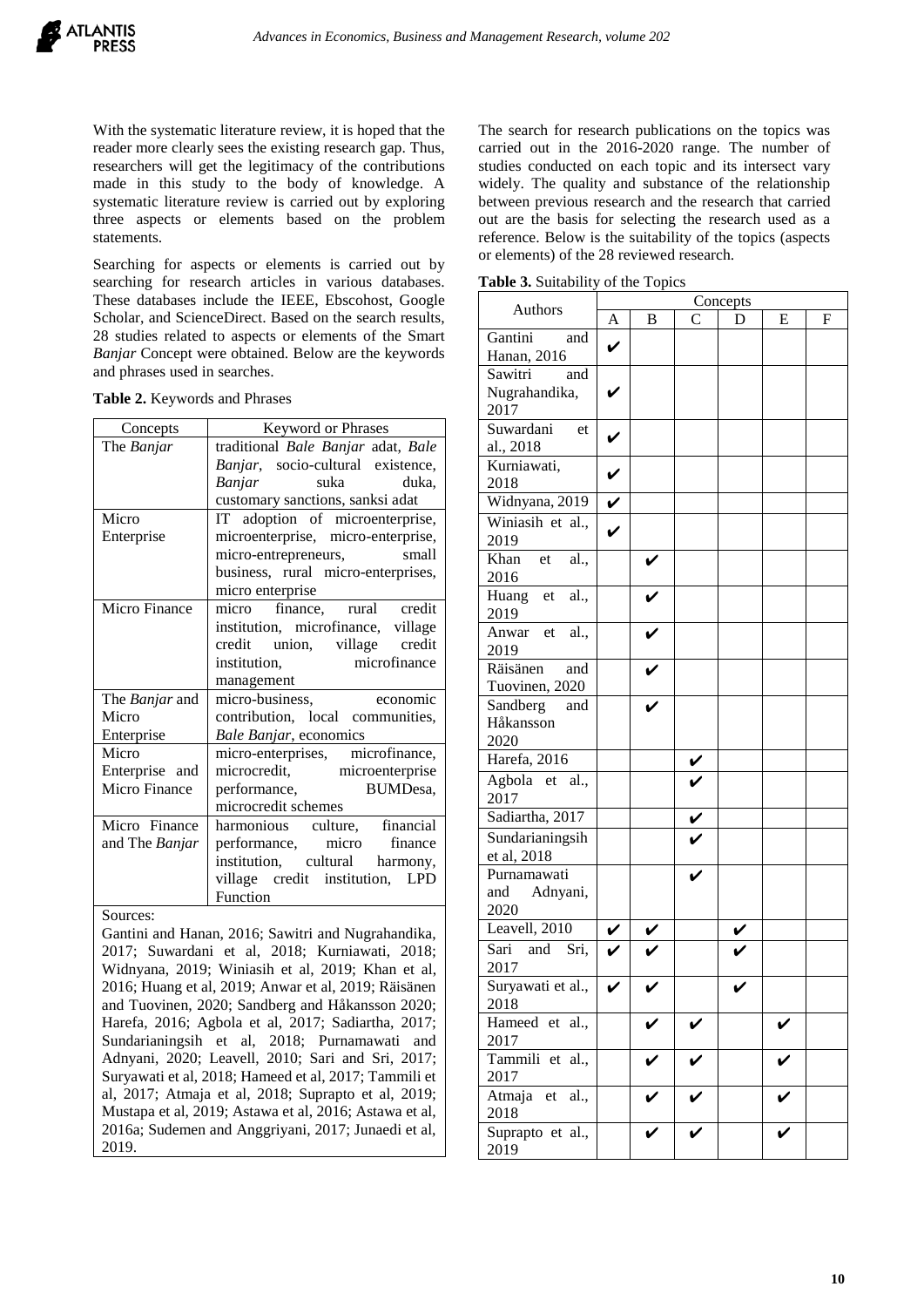With the systematic literature review, it is hoped that the reader more clearly sees the existing research gap. Thus, researchers will get the legitimacy of the contributions made in this study to the body of knowledge. A systematic literature review is carried out by exploring three aspects or elements based on the problem statements.

Searching for aspects or elements is carried out by searching for research articles in various databases. These databases include the IEEE, Ebscohost, Google Scholar, and ScienceDirect. Based on the search results, 28 studies related to aspects or elements of the Smart *Banjar* Concept were obtained. Below are the keywords and phrases used in searches.

**Table 2.** Keywords and Phrases

| Concepts | Keyword or Phrases |
|---|---|
| The *Banjar* | traditional *Bale Banjar* adat, *Bale Banjar*, socio-cultural existence, *Banjar* suka duka, customary sanctions, sanksi adat |
| Micro Enterprise | IT adoption of microenterprise, microenterprise, micro-enterprise, micro-entrepreneurs, small business, rural micro-enterprises, micro enterprise |
| Micro Finance | micro finance, rural credit institution, microfinance, village credit union, village credit institution, microfinance management |
| The *Banjar* and Micro Enterprise | micro-business, economic contribution, local communities, *Bale Banjar*, economics |
| Micro Enterprise and Micro Finance | micro-enterprises, microfinance, microcredit, microenterprise performance, BUMDesa, microcredit schemes |
| Micro Finance and The *Banjar* | harmonious culture, financial performance, micro finance institution, cultural harmony, village credit institution, LPD Function |

Sources:
Gantini and Hanan, 2016; Sawitri and Nugrahandika, 2017; Suwardani et al, 2018; Kurniawati, 2018; Widnyana, 2019; Winiasih et al, 2019; Khan et al, 2016; Huang et al, 2019; Anwar et al, 2019; Räisänen and Tuovinen, 2020; Sandberg and Håkansson 2020; Harefa, 2016; Agbola et al, 2017; Sadiartha, 2017; Sundarianingsih et al, 2018; Purnamawati and Adnyani, 2020; Leavell, 2010; Sari and Sri, 2017; Suryawati et al, 2018; Hameed et al, 2017; Tammili et al, 2017; Atmaja et al, 2018; Suprapto et al, 2019; Mustapa et al, 2019; Astawa et al, 2016; Astawa et al, 2016a; Sudemen and Anggriyani, 2017; Junaedi et al, 2019.

The search for research publications on the topics was carried out in the 2016-2020 range. The number of studies conducted on each topic and its intersect vary widely. The quality and substance of the relationship between previous research and the research that carried out are the basis for selecting the research used as a reference. Below is the suitability of the topics (aspects or elements) of the 28 reviewed research.

**Table 3.** Suitability of the Topics

| Authors | Concepts | | | | | |
|---|---|---|---|---|---|---|
| | A | B | C | D | E | F |
| Gantini and Hanan, 2016 | ✔ | | | | | |
| Sawitri and Nugrahandika, 2017 | ✔ | | | | | |
| Suwardani et al., 2018 | ✔ | | | | | |
| Kurniawati, 2018 | ✔ | | | | | |
| Widnyana, 2019 | ✔ | | | | | |
| Winiasih et al., 2019 | ✔ | | | | | |
| Khan et al., 2016 | | ✔ | | | | |
| Huang et al., 2019 | | ✔ | | | | |
| Anwar et al., 2019 | | ✔ | | | | |
| Räisänen and Tuovinen, 2020 | | ✔ | | | | |
| Sandberg and Håkansson 2020 | | ✔ | | | | |
| Harefa, 2016 | | | ✔ | | | |
| Agbola et al., 2017 | | | ✔ | | | |
| Sadiartha, 2017 | | | ✔ | | | |
| Sundarianingsih et al, 2018 | | | ✔ | | | |
| Purnamawati and Adnyani, 2020 | | | ✔ | | | |
| Leavell, 2010 | ✔ | ✔ | | ✔ | | |
| Sari and Sri, 2017 | ✔ | ✔ | | ✔ | | |
| Suryawati et al., 2018 | ✔ | ✔ | | ✔ | | |
| Hameed et al., 2017 | | ✔ | ✔ | | ✔ | |
| Tammili et al., 2017 | | ✔ | ✔ | | ✔ | |
| Atmaja et al., 2018 | | ✔ | ✔ | | ✔ | |
| Suprapto et al., 2019 | | ✔ | ✔ | | ✔ | |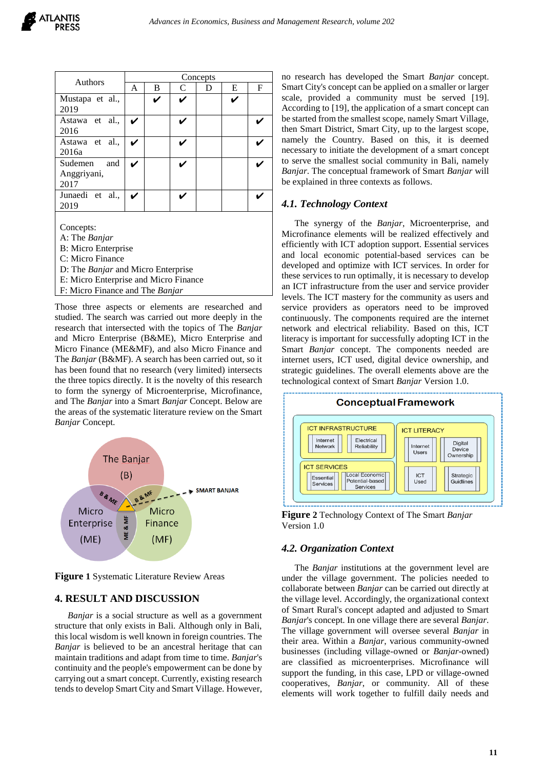| Authors | Concepts | | | | | |
|---|---|---|---|---|---|---|
| | A | B | C | D | E | F |
| Mustapa et al., 2019 | | ✔ | ✔ | | ✔ | |
| Astawa et al., 2016 | ✔ | | ✔ | | | ✔ |
| Astawa et al., 2016a | ✔ | | ✔ | | | ✔ |
| Sudemen and Anggriyani, 2017 | ✔ | | ✔ | | | ✔ |
| Junaedi et al., 2019 | ✔ | | ✔ | | | ✔ |

Concepts:
A: The *Banjar*
B: Micro Enterprise
C: Micro Finance
D: The *Banjar* and Micro Enterprise
E: Micro Enterprise and Micro Finance
F: Micro Finance and The *Banjar*

Those three aspects or elements are researched and studied. The search was carried out more deeply in the research that intersected with the topics of The *Banjar* and Micro Enterprise (B&ME), Micro Enterprise and Micro Finance (ME&MF), and also Micro Finance and The *Banjar* (B&MF). A search has been carried out, so it has been found that no research (very limited) intersects the three topics directly. It is the novelty of this research to forum the synergy of Microenterprise, Microfinance, and The *Banjar* into a Smart *Banjar* Concept. Below are the areas of the systematic literature review on the Smart *Banjar* Concept.

**Figure 1** Systematic Literature Review Areas

## 4. RESULT AND DISCUSSION

*Banjar* is a social structure as well as a government structure that only exists in Bali. Although only in Bali, this local wisdom is well known in foreign countries. The *Banjar* is believed to be an ancestral heritage that can maintain traditions and adapt from time to time. *Banjar*'s continuity and the people's empowerment can be done by carrying out a smart concept. Currently, existing research tends to develop Smart City and Smart Village. However, no research has developed the Smart *Banjar* concept. Smart City's concept can be applied on a smaller or larger scale, provided a community must be served [19]. According to [19], the application of a smart concept can be started from the smallest scope, namely Smart Village, then Smart District, Smart City, up to the largest scope, namely the Country. Based on this, it is deemed necessary to initiate the development of a smart concept to serve the smallest social community in Bali, namely *Banjar*. The conceptual framework of Smart *Banjar* will be explained in three contexts as follows.

### 4.1. Technology Context

The synergy of the *Banjar*, Microenterprise, and Microfinance elements will be realized effectively and efficiently with ICT adoption support. Essential services and local economic potential-based services can be developed and optimize with ICT services. In order for these services to run optimally, it is necessary to develop an ICT infrastructure from the user and service provider levels. The ICT mastery for the community as users and service providers as operators need to be improved continuously. The components required are the internet network and electrical reliability. Based on this, ICT literacy is important for successfully adopting ICT in the Smart *Banjar* concept. The components needed are internet users, ICT used, digital device ownership, and strategic guidelines. The overall elements above are the technological context of Smart *Banjar* Version 1.0.

**Figure 2** Technology Context of The Smart *Banjar* Version 1.0

### 4.2. Organization Context

The *Banjar* institutions at the government level are under the village government. The policies needed to collaborate between *Banjar* can be carried out directly at the village level. Accordingly, the organizational context of Smart Rural's concept adapted and adjusted to Smart *Banjar*'s concept. In one village there are several *Banjar*. The village government will oversee several *Banjar* in their area. Within a *Banjar*, various community-owned businesses (including village-owned or *Banjar*-owned) are classified as microenterprises. Microfinance will support the funding, in this case, LPD or village-owned cooperatives, *Banjar*, or community. All of these elements will work together to fulfill daily needs and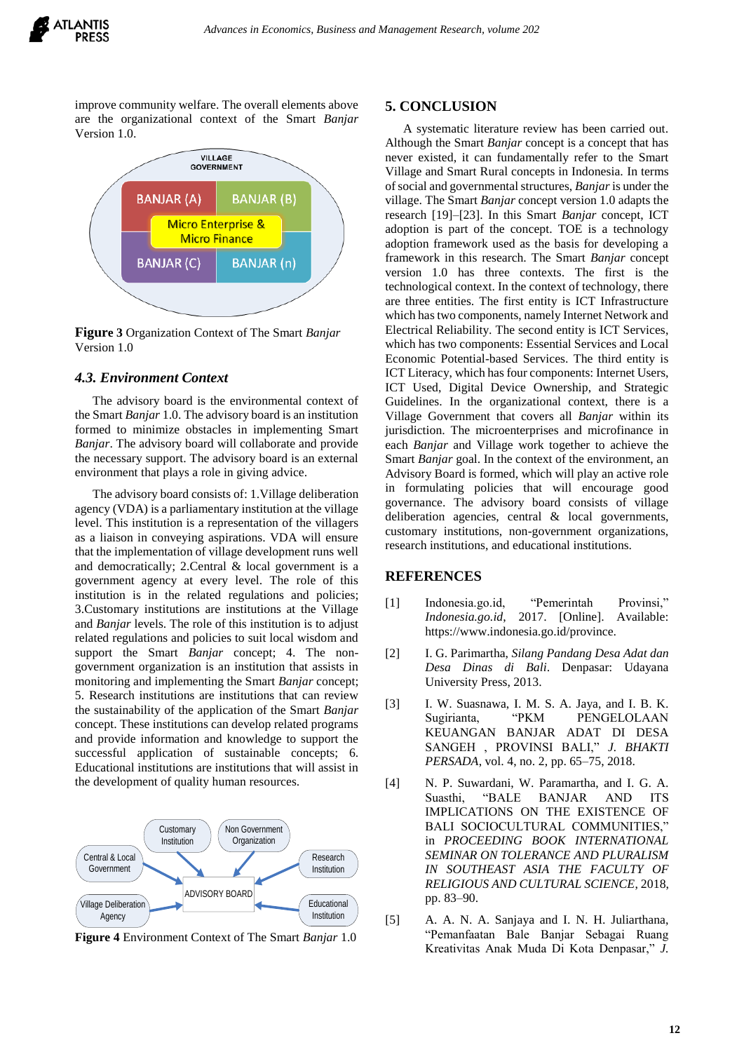improve community welfare. The overall elements above are the organizational context of the Smart *Banjar* Version 1.0.

**Figure 3** Organization Context of The Smart *Banjar* Version 1.0

### *4.3. Environment Context*

The advisory board is the environmental context of the Smart *Banjar* 1.0. The advisory board is an institution formed to minimize obstacles in implementing Smart *Banjar*. The advisory board will collaborate and provide the necessary support. The advisory board is an external environment that plays a role in giving advice.

The advisory board consists of: 1.Village deliberation agency (VDA) is a parliamentary institution at the village level. This institution is a representation of the villagers as a liaison in conveying aspirations. VDA will ensure that the implementation of village development runs well and democratically; 2.Central & local government is a government agency at every level. The role of this institution is in the related regulations and policies; 3.Customary institutions are institutions at the Village and *Banjar* levels. The role of this institution is to adjust related regulations and policies to suit local wisdom and support the Smart *Banjar* concept; 4. The non-government organization is an institution that assists in monitoring and implementing the Smart *Banjar* concept; 5. Research institutions are institutions that can review the sustainability of the application of the Smart *Banjar* concept. These institutions can develop related programs and provide information and knowledge to support the successful application of sustainable concepts; 6. Educational institutions are institutions that will assist in the development of quality human resources.

**Figure 4** Environment Context of The Smart *Banjar* 1.0

## 5. CONCLUSION

A systematic literature review has been carried out. Although the Smart *Banjar* concept is a concept that has never existed, it can fundamentally refer to the Smart Village and Smart Rural concepts in Indonesia. In terms of social and governmental structures, *Banjar* is under the village. The Smart *Banjar* concept version 1.0 adapts the research [19]–[23]. In this Smart *Banjar* concept, ICT adoption is part of the concept. TOE is a technology adoption framework used as the basis for developing a framework in this research. The Smart *Banjar* concept version 1.0 has three contexts. The first is the technological context. In the context of technology, there are three entities. The first entity is ICT Infrastructure which has two components, namely Internet Network and Electrical Reliability. The second entity is ICT Services, which has two components: Essential Services and Local Economic Potential-based Services. The third entity is ICT Literacy, which has four components: Internet Users, ICT Used, Digital Device Ownership, and Strategic Guidelines. In the organizational context, there is a Village Government that covers all *Banjar* within its jurisdiction. The microenterprises and microfinance in each *Banjar* and Village work together to achieve the Smart *Banjar* goal. In the context of the environment, an Advisory Board is formed, which will play an active role in formulating policies that will encourage good governance. The advisory board consists of village deliberation agencies, central & local governments, customary institutions, non-government organizations, research institutions, and educational institutions.

## REFERENCES

[1] Indonesia.go.id, "Pemerintah Provinsi," *Indonesia.go.id*, 2017. [Online]. Available: https://www.indonesia.go.id/province.

[2] I. G. Parimartha, *Silang Pandang Desa Adat dan Desa Dinas di Bali*. Denpasar: Udayana University Press, 2013.

[3] I. W. Suasnawa, I. M. S. A. Jaya, and I. B. K. Sugirianta, "PKM PENGELOLAAN KEUANGAN BANJAR ADAT DI DESA SANGEH , PROVINSI BALI," *J. BHAKTI PERSADA*, vol. 4, no. 2, pp. 65–75, 2018.

[4] N. P. Suwardani, W. Paramartha, and I. G. A. Suasthi, "BALE BANJAR AND ITS IMPLICATIONS ON THE EXISTENCE OF BALI SOCIOCULTURAL COMMUNITIES," in *PROCEEDING BOOK INTERNATIONAL SEMINAR ON TOLERANCE AND PLURALISM IN SOUTHEAST ASIA THE FACULTY OF RELIGIOUS AND CULTURAL SCIENCE*, 2018, pp. 83–90.

[5] A. A. N. A. Sanjaya and I. N. H. Juliarthana, "Pemanfaatan Bale Banjar Sebagai Ruang Kreativitas Anak Muda Di Kota Denpasar," *J.*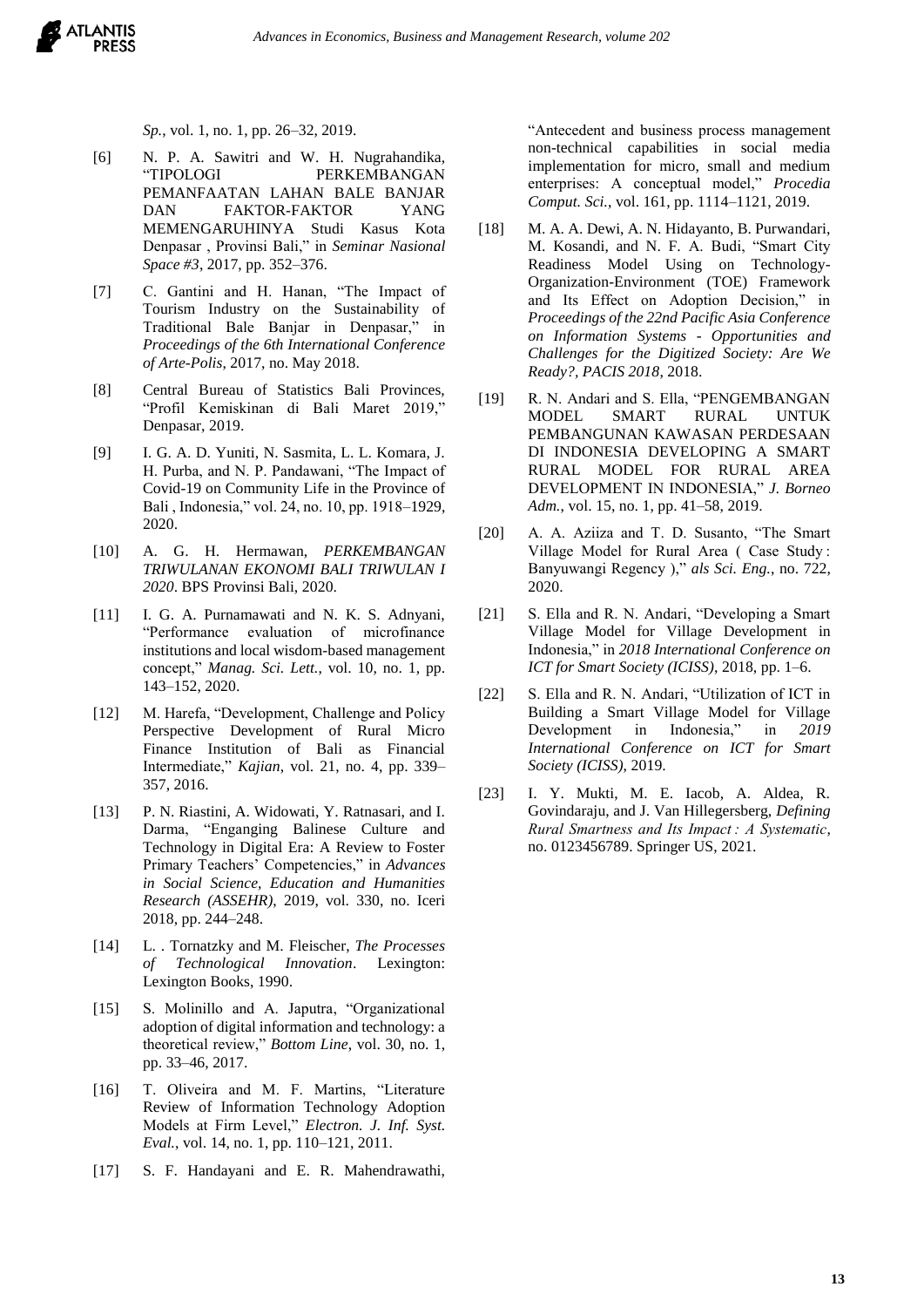*Sp.*, vol. 1, no. 1, pp. 26–32, 2019.

[6] N. P. A. Sawitri and W. H. Nugrahandika, "TIPOLOGI PERKEMBANGAN PEMANFAATAN LAHAN BALE BANJAR DAN FAKTOR-FAKTOR YANG MEMENGARUHINYA Studi Kasus Kota Denpasar , Provinsi Bali," in *Seminar Nasional Space #3*, 2017, pp. 352–376.

[7] C. Gantini and H. Hanan, "The Impact of Tourism Industry on the Sustainability of Traditional Bale Banjar in Denpasar," in *Proceedings of the 6th International Conference of Arte-Polis*, 2017, no. May 2018.

[8] Central Bureau of Statistics Bali Provinces, "Profil Kemiskinan di Bali Maret 2019," Denpasar, 2019.

[9] I. G. A. D. Yuniti, N. Sasmita, L. L. Komara, J. H. Purba, and N. P. Pandawani, "The Impact of Covid-19 on Community Life in the Province of Bali , Indonesia," vol. 24, no. 10, pp. 1918–1929, 2020.

[10] A. G. H. Hermawan, *PERKEMBANGAN TRIWULANAN EKONOMI BALI TRIWULAN I 2020*. BPS Provinsi Bali, 2020.

[11] I. G. A. Purnamawati and N. K. S. Adnyani, "Performance evaluation of microfinance institutions and local wisdom-based management concept," *Manag. Sci. Lett.*, vol. 10, no. 1, pp. 143–152, 2020.

[12] M. Harefa, "Development, Challenge and Policy Perspective Development of Rural Micro Finance Institution of Bali as Financial Intermediate," *Kajian*, vol. 21, no. 4, pp. 339–357, 2016.

[13] P. N. Riastini, A. Widowati, Y. Ratnasari, and I. Darma, "Enganging Balinese Culture and Technology in Digital Era: A Review to Foster Primary Teachers' Competencies," in *Advances in Social Science, Education and Humanities Research (ASSEHR)*, 2019, vol. 330, no. Iceri 2018, pp. 244–248.

[14] L. . Tornatzky and M. Fleischer, *The Processes of Technological Innovation*. Lexington: Lexington Books, 1990.

[15] S. Molinillo and A. Japutra, "Organizational adoption of digital information and technology: a theoretical review," *Bottom Line*, vol. 30, no. 1, pp. 33–46, 2017.

[16] T. Oliveira and M. F. Martins, "Literature Review of Information Technology Adoption Models at Firm Level," *Electron. J. Inf. Syst. Eval.*, vol. 14, no. 1, pp. 110–121, 2011.

[17] S. F. Handayani and E. R. Mahendrawathi, "Antecedent and business process management non-technical capabilities in social media implementation for micro, small and medium enterprises: A conceptual model," *Procedia Comput. Sci.*, vol. 161, pp. 1114–1121, 2019.

[18] M. A. A. Dewi, A. N. Hidayanto, B. Purwandari, M. Kosandi, and N. F. A. Budi, "Smart City Readiness Model Using on Technology-Organization-Environment (TOE) Framework and Its Effect on Adoption Decision," in *Proceedings of the 22nd Pacific Asia Conference on Information Systems - Opportunities and Challenges for the Digitized Society: Are We Ready?, PACIS 2018*, 2018.

[19] R. N. Andari and S. Ella, "PENGEMBANGAN MODEL SMART RURAL UNTUK PEMBANGUNAN KAWASAN PERDESAAN DI INDONESIA DEVELOPING A SMART RURAL MODEL FOR RURAL AREA DEVELOPMENT IN INDONESIA," *J. Borneo Adm.*, vol. 15, no. 1, pp. 41–58, 2019.

[20] A. A. Aziiza and T. D. Susanto, "The Smart Village Model for Rural Area ( Case Study : Banyuwangi Regency )," *als Sci. Eng.*, no. 722, 2020.

[21] S. Ella and R. N. Andari, "Developing a Smart Village Model for Village Development in Indonesia," in *2018 International Conference on ICT for Smart Society (ICISS)*, 2018, pp. 1–6.

[22] S. Ella and R. N. Andari, "Utilization of ICT in Building a Smart Village Model for Village Development in Indonesia," in *2019 International Conference on ICT for Smart Society (ICISS)*, 2019.

[23] I. Y. Mukti, M. E. Iacob, A. Aldea, R. Govindaraju, and J. Van Hillegersberg, *Defining Rural Smartness and Its Impact : A Systematic*, no. 0123456789. Springer US, 2021.